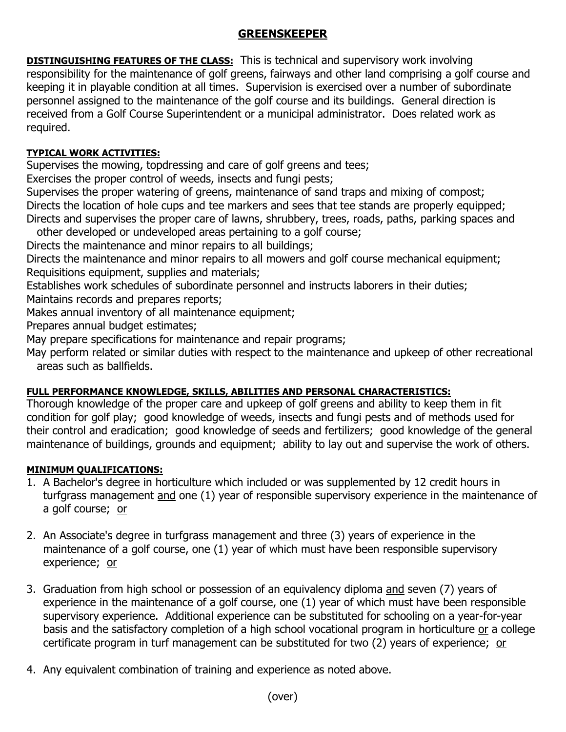# GREENSKEEPER

**DISTINGUISHING FEATURES OF THE CLASS:** This is technical and supervisory work involving responsibility for the maintenance of golf greens, fairways and other land comprising a golf course and keeping it in playable condition at all times. Supervision is exercised over a number of subordinate personnel assigned to the maintenance of the golf course and its buildings. General direction is received from a Golf Course Superintendent or a municipal administrator. Does related work as required.

**TYPICAL WORK ACTIVITIES:**

Supervises the mowing, topdressing and care of golf greens and tees;
Exercises the proper control of weeds, insects and fungi pests;
Supervises the proper watering of greens, maintenance of sand traps and mixing of compost;
Directs the location of hole cups and tee markers and sees that tee stands are properly equipped;
Directs and supervises the proper care of lawns, shrubbery, trees, roads, paths, parking spaces and other developed or undeveloped areas pertaining to a golf course;
Directs the maintenance and minor repairs to all buildings;
Directs the maintenance and minor repairs to all mowers and golf course mechanical equipment;
Requisitions equipment, supplies and materials;
Establishes work schedules of subordinate personnel and instructs laborers in their duties;
Maintains records and prepares reports;
Makes annual inventory of all maintenance equipment;
Prepares annual budget estimates;
May prepare specifications for maintenance and repair programs;
May perform related or similar duties with respect to the maintenance and upkeep of other recreational areas such as ballfields.

**FULL PERFORMANCE KNOWLEDGE, SKILLS, ABILITIES AND PERSONAL CHARACTERISTICS:**

Thorough knowledge of the proper care and upkeep of golf greens and ability to keep them in fit condition for golf play; good knowledge of weeds, insects and fungi pests and of methods used for their control and eradication; good knowledge of seeds and fertilizers; good knowledge of the general maintenance of buildings, grounds and equipment; ability to lay out and supervise the work of others.

**MINIMUM QUALIFICATIONS:**

1. A Bachelor's degree in horticulture which included or was supplemented by 12 credit hours in turfgrass management and one (1) year of responsible supervisory experience in the maintenance of a golf course; or

2. An Associate's degree in turfgrass management and three (3) years of experience in the maintenance of a golf course, one (1) year of which must have been responsible supervisory experience; or

3. Graduation from high school or possession of an equivalency diploma and seven (7) years of experience in the maintenance of a golf course, one (1) year of which must have been responsible supervisory experience. Additional experience can be substituted for schooling on a year-for-year basis and the satisfactory completion of a high school vocational program in horticulture or a college certificate program in turf management can be substituted for two (2) years of experience; or

4. Any equivalent combination of training and experience as noted above.

(over)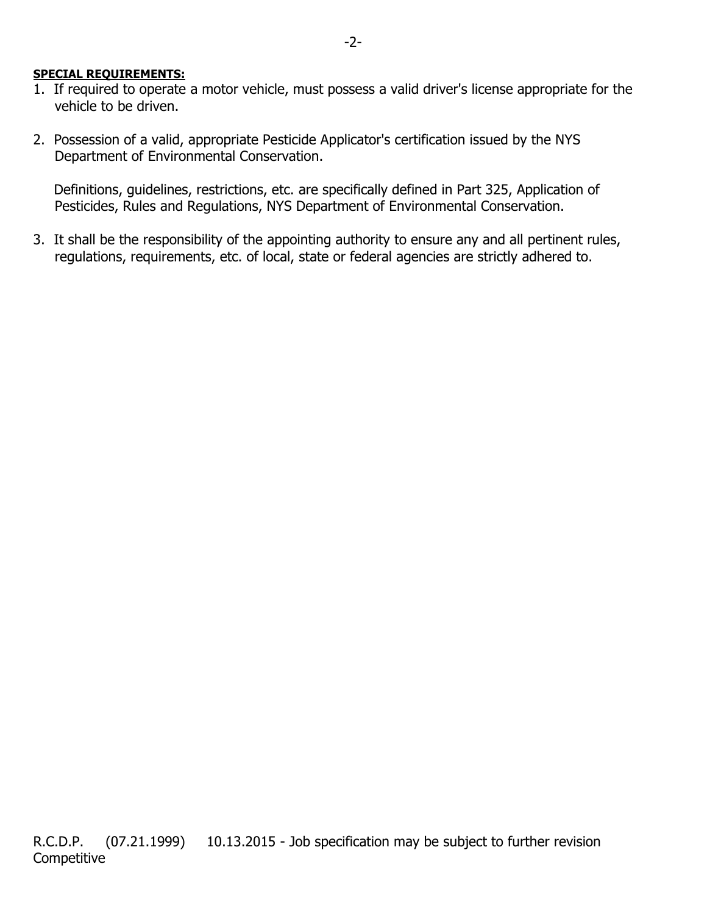**SPECIAL REQUIREMENTS:**

1. If required to operate a motor vehicle, must possess a valid driver's license appropriate for the vehicle to be driven.

2. Possession of a valid, appropriate Pesticide Applicator's certification issued by the NYS Department of Environmental Conservation.

   Definitions, guidelines, restrictions, etc. are specifically defined in Part 325, Application of Pesticides, Rules and Regulations, NYS Department of Environmental Conservation.

3. It shall be the responsibility of the appointing authority to ensure any and all pertinent rules, regulations, requirements, etc. of local, state or federal agencies are strictly adhered to.

R.C.D.P. (07.21.1999) 10.13.2015 - Job specification may be subject to further revision
Competitive